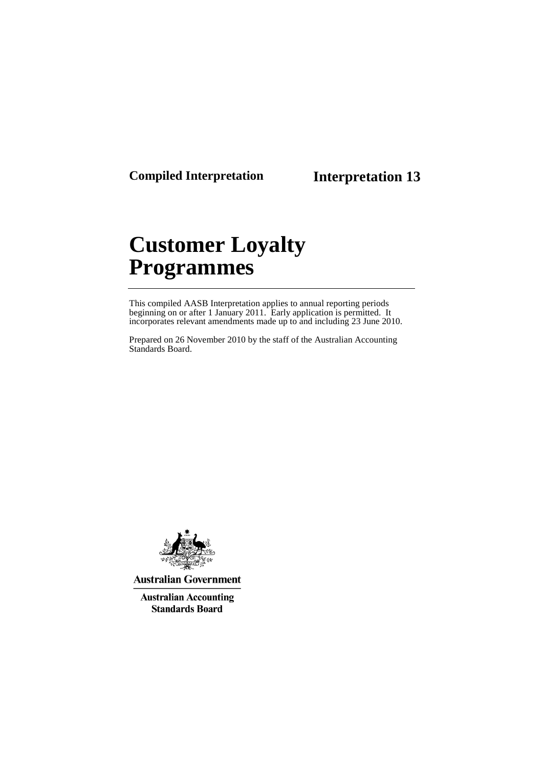**Compiled Interpretation** **Interpretation 13**

# Customer Loyalty Programmes

This compiled AASB Interpretation applies to annual reporting periods beginning on or after 1 January 2011. Early application is permitted. It incorporates relevant amendments made up to and including 23 June 2010.

Prepared on 26 November 2010 by the staff of the Australian Accounting Standards Board.

**Australian Government**

**Australian Accounting Standards Board**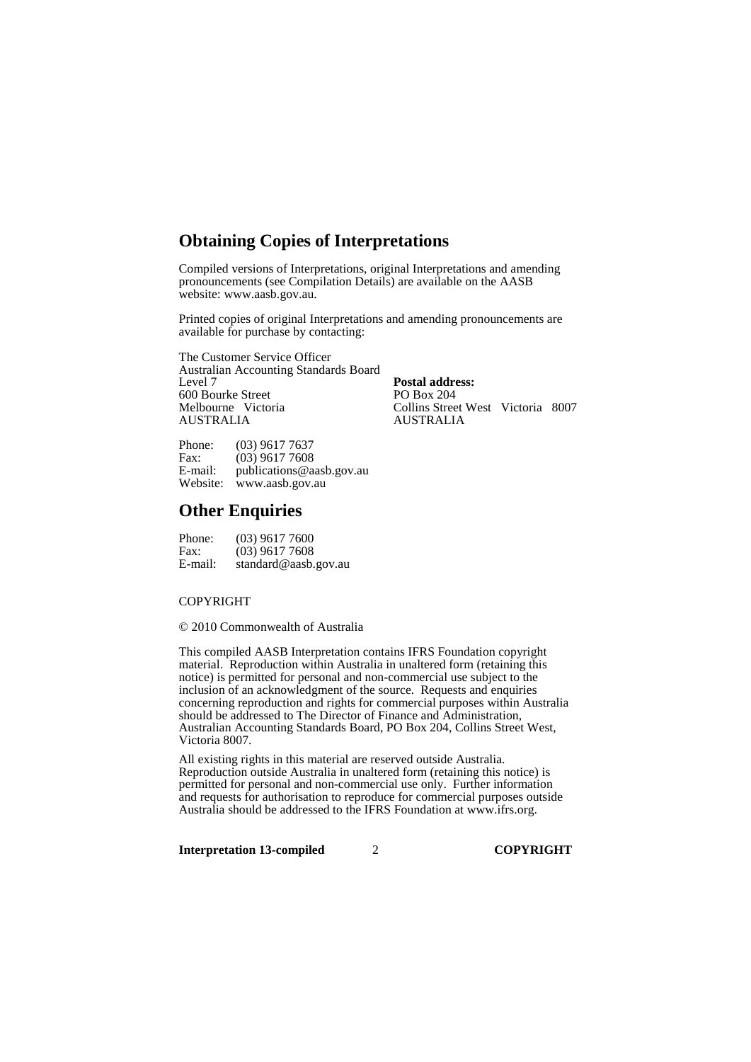## Obtaining Copies of Interpretations

Compiled versions of Interpretations, original Interpretations and amending pronouncements (see Compilation Details) are available on the AASB website: www.aasb.gov.au.

Printed copies of original Interpretations and amending pronouncements are available for purchase by contacting:

The Customer Service Officer
Australian Accounting Standards Board
Level 7
600 Bourke Street
Melbourne Victoria
AUSTRALIA

**Postal address:**
PO Box 204
Collins Street West Victoria 8007
AUSTRALIA

Phone: (03) 9617 7637
Fax: (03) 9617 7608
E-mail: publications@aasb.gov.au
Website: www.aasb.gov.au

## Other Enquiries

Phone: (03) 9617 7600
Fax: (03) 9617 7608
E-mail: standard@aasb.gov.au

COPYRIGHT

© 2010 Commonwealth of Australia

This compiled AASB Interpretation contains IFRS Foundation copyright material. Reproduction within Australia in unaltered form (retaining this notice) is permitted for personal and non-commercial use subject to the inclusion of an acknowledgment of the source. Requests and enquiries concerning reproduction and rights for commercial purposes within Australia should be addressed to The Director of Finance and Administration, Australian Accounting Standards Board, PO Box 204, Collins Street West, Victoria 8007.

All existing rights in this material are reserved outside Australia. Reproduction outside Australia in unaltered form (retaining this notice) is permitted for personal and non-commercial use only. Further information and requests for authorisation to reproduce for commercial purposes outside Australia should be addressed to the IFRS Foundation at www.ifrs.org.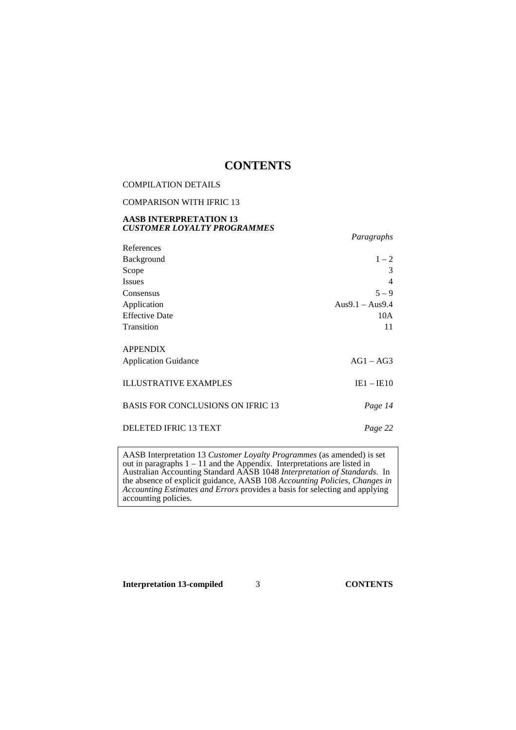# CONTENTS

COMPILATION DETAILS

COMPARISON WITH IFRIC 13

**AASB INTERPRETATION 13**
***CUSTOMER LOYALTY PROGRAMMES***

| | *Paragraphs* |
|---|---|
| References | |
| Background | 1 – 2 |
| Scope | 3 |
| Issues | 4 |
| Consensus | 5 – 9 |
| Application | Aus9.1 – Aus9.4 |
| Effective Date | 10A |
| Transition | 11 |
| | |
| APPENDIX | |
| Application Guidance | AG1 – AG3 |
| | |
| ILLUSTRATIVE EXAMPLES | IE1 – IE10 |
| | |
| BASIS FOR CONCLUSIONS ON IFRIC 13 | *Page 14* |
| | |
| DELETED IFRIC 13 TEXT | *Page 22* |

AASB Interpretation 13 *Customer Loyalty Programmes* (as amended) is set out in paragraphs 1 – 11 and the Appendix. Interpretations are listed in Australian Accounting Standard AASB 1048 *Interpretation of Standards*. In the absence of explicit guidance, AASB 108 *Accounting Policies, Changes in Accounting Estimates and Errors* provides a basis for selecting and applying accounting policies.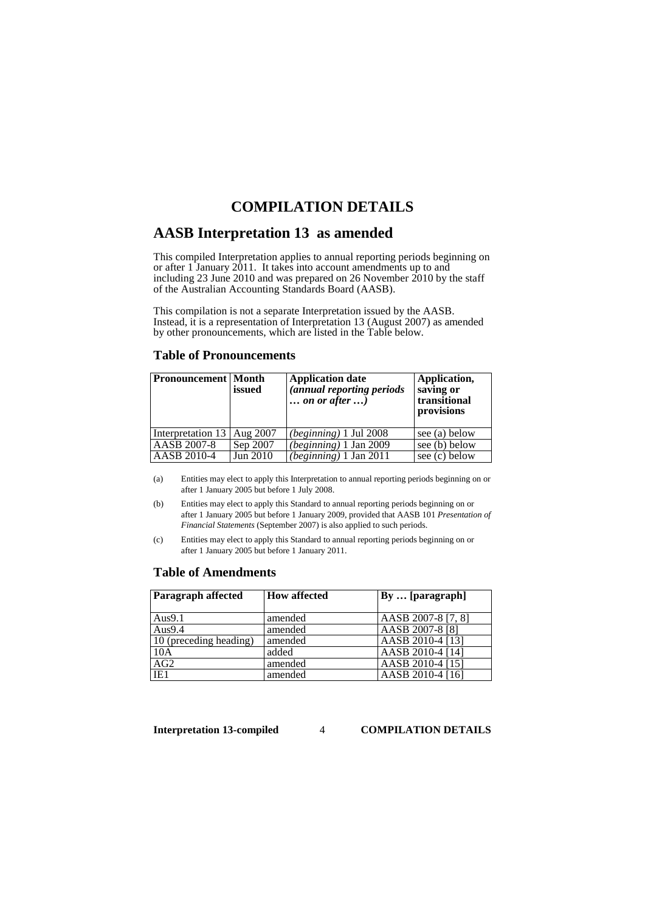# COMPILATION DETAILS

## AASB Interpretation 13 as amended

This compiled Interpretation applies to annual reporting periods beginning on or after 1 January 2011. It takes into account amendments up to and including 23 June 2010 and was prepared on 26 November 2010 by the staff of the Australian Accounting Standards Board (AASB).

This compilation is not a separate Interpretation issued by the AASB. Instead, it is a representation of Interpretation 13 (August 2007) as amended by other pronouncements, which are listed in the Table below.

### Table of Pronouncements

| Pronouncement | Month issued | Application date *(annual reporting periods … on or after …)* | Application, saving or transitional provisions |
|---|---|---|---|
| Interpretation 13 | Aug 2007 | *(beginning)* 1 Jul 2008 | see (a) below |
| AASB 2007-8 | Sep 2007 | *(beginning)* 1 Jan 2009 | see (b) below |
| AASB 2010-4 | Jun 2010 | *(beginning)* 1 Jan 2011 | see (c) below |

(a) Entities may elect to apply this Interpretation to annual reporting periods beginning on or after 1 January 2005 but before 1 July 2008.

(b) Entities may elect to apply this Standard to annual reporting periods beginning on or after 1 January 2005 but before 1 January 2009, provided that AASB 101 *Presentation of Financial Statements* (September 2007) is also applied to such periods.

(c) Entities may elect to apply this Standard to annual reporting periods beginning on or after 1 January 2005 but before 1 January 2011.

### Table of Amendments

| Paragraph affected | How affected | By … [paragraph] |
|---|---|---|
| Aus9.1 | amended | AASB 2007-8 [7, 8] |
| Aus9.4 | amended | AASB 2007-8 [8] |
| 10 (preceding heading) | amended | AASB 2010-4 [13] |
| 10A | added | AASB 2010-4 [14] |
| AG2 | amended | AASB 2010-4 [15] |
| IE1 | amended | AASB 2010-4 [16] |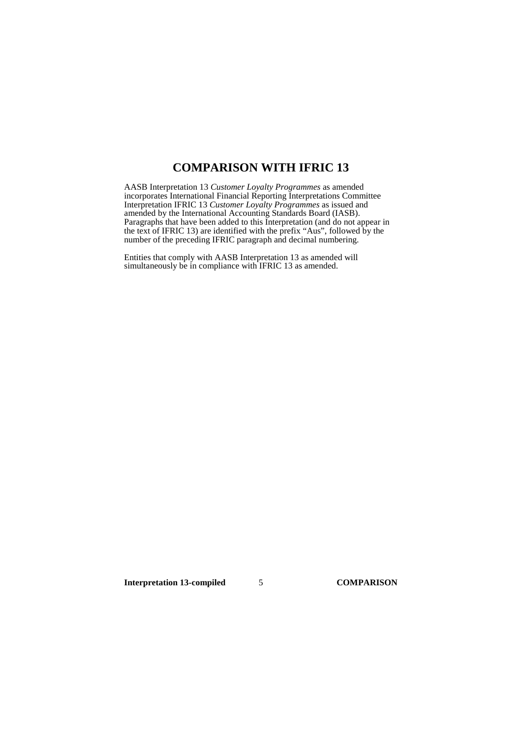# COMPARISON WITH IFRIC 13

AASB Interpretation 13 *Customer Loyalty Programmes* as amended incorporates International Financial Reporting Interpretations Committee Interpretation IFRIC 13 *Customer Loyalty Programmes* as issued and amended by the International Accounting Standards Board (IASB). Paragraphs that have been added to this Interpretation (and do not appear in the text of IFRIC 13) are identified with the prefix "Aus", followed by the number of the preceding IFRIC paragraph and decimal numbering.

Entities that comply with AASB Interpretation 13 as amended will simultaneously be in compliance with IFRIC 13 as amended.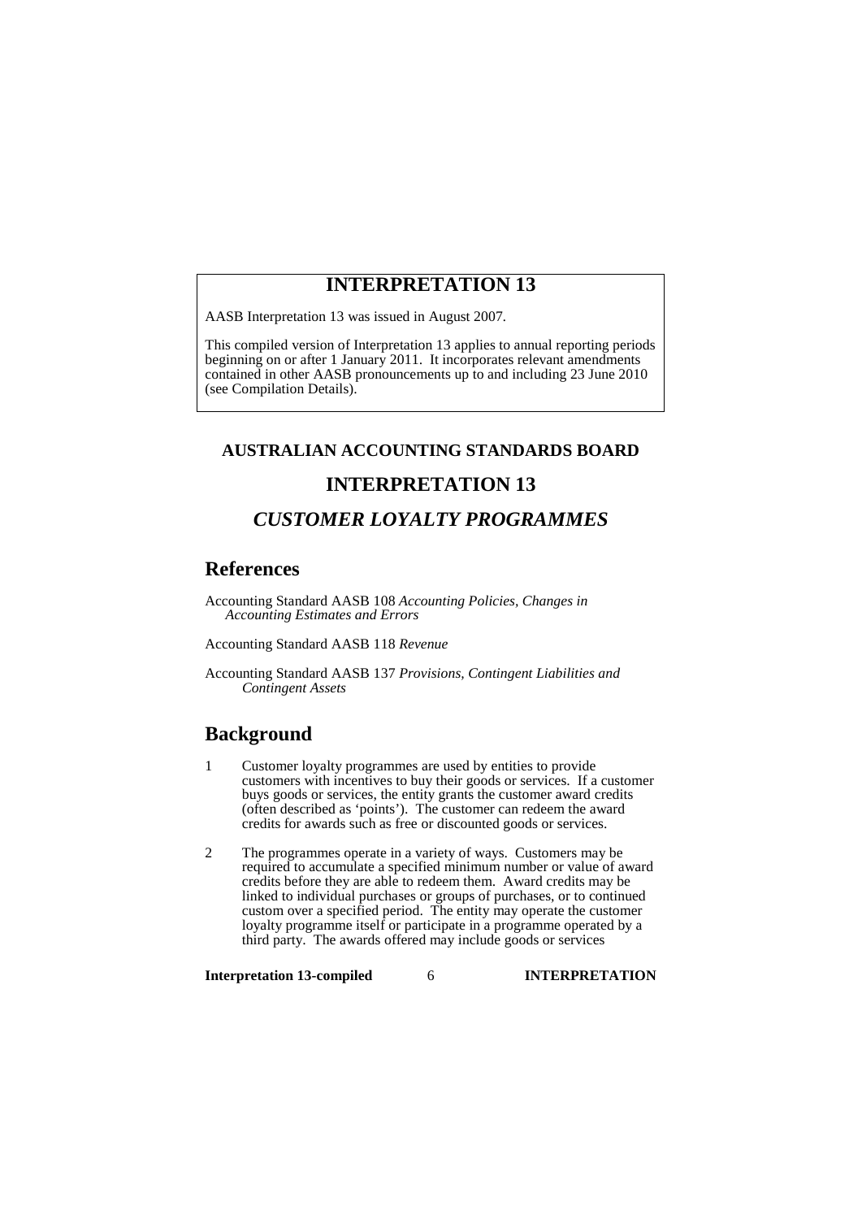# INTERPRETATION 13

AASB Interpretation 13 was issued in August 2007.

This compiled version of Interpretation 13 applies to annual reporting periods beginning on or after 1 January 2011. It incorporates relevant amendments contained in other AASB pronouncements up to and including 23 June 2010 (see Compilation Details).

**AUSTRALIAN ACCOUNTING STANDARDS BOARD**

# INTERPRETATION 13

## *CUSTOMER LOYALTY PROGRAMMES*

## References

Accounting Standard AASB 108 *Accounting Policies, Changes in Accounting Estimates and Errors*

Accounting Standard AASB 118 *Revenue*

Accounting Standard AASB 137 *Provisions, Contingent Liabilities and Contingent Assets*

## Background

1 Customer loyalty programmes are used by entities to provide customers with incentives to buy their goods or services. If a customer buys goods or services, the entity grants the customer award credits (often described as 'points'). The customer can redeem the award credits for awards such as free or discounted goods or services.

2 The programmes operate in a variety of ways. Customers may be required to accumulate a specified minimum number or value of award credits before they are able to redeem them. Award credits may be linked to individual purchases or groups of purchases, or to continued custom over a specified period. The entity may operate the customer loyalty programme itself or participate in a programme operated by a third party. The awards offered may include goods or services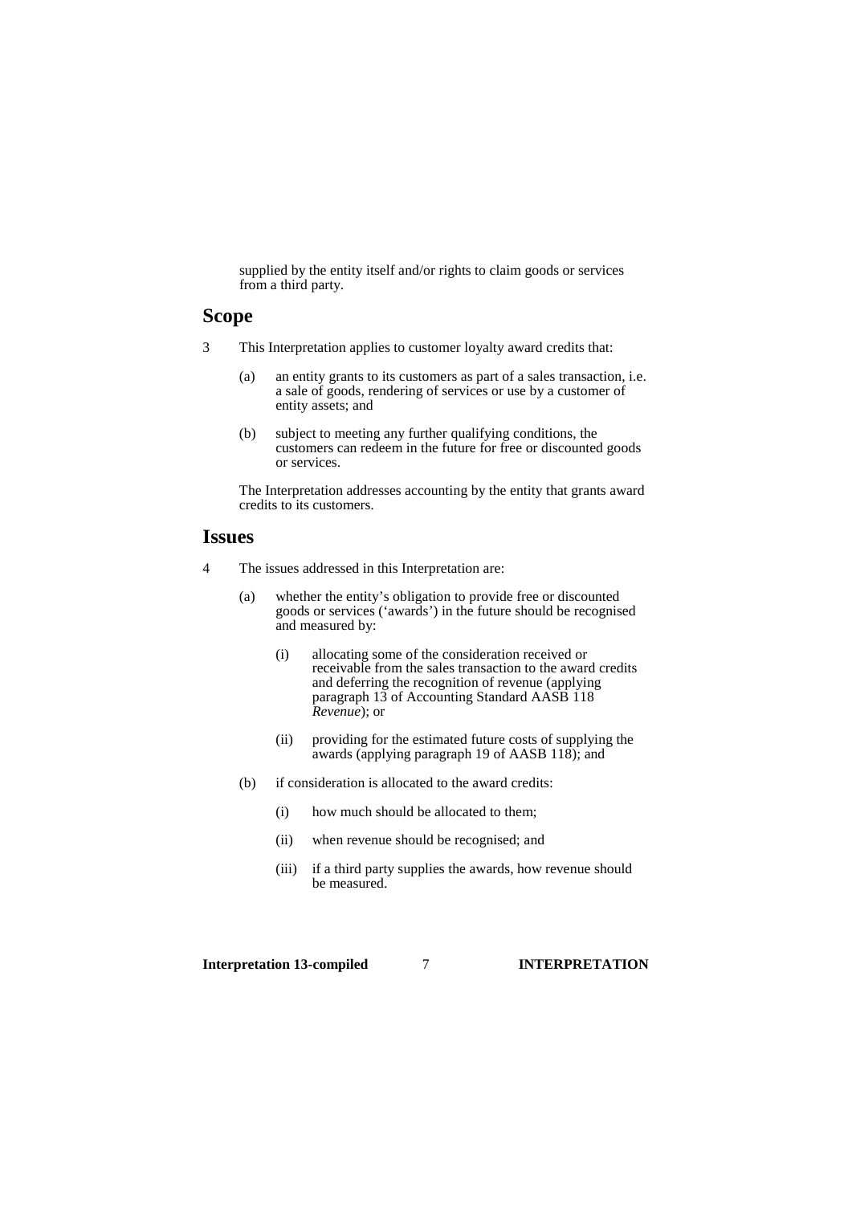supplied by the entity itself and/or rights to claim goods or services from a third party.

## Scope

3 This Interpretation applies to customer loyalty award credits that:

(a) an entity grants to its customers as part of a sales transaction, i.e. a sale of goods, rendering of services or use by a customer of entity assets; and

(b) subject to meeting any further qualifying conditions, the customers can redeem in the future for free or discounted goods or services.

The Interpretation addresses accounting by the entity that grants award credits to its customers.

## Issues

4 The issues addressed in this Interpretation are:

(a) whether the entity's obligation to provide free or discounted goods or services ('awards') in the future should be recognised and measured by:

  (i) allocating some of the consideration received or receivable from the sales transaction to the award credits and deferring the recognition of revenue (applying paragraph 13 of Accounting Standard AASB 118 *Revenue*); or

  (ii) providing for the estimated future costs of supplying the awards (applying paragraph 19 of AASB 118); and

(b) if consideration is allocated to the award credits:

  (i) how much should be allocated to them;

  (ii) when revenue should be recognised; and

  (iii) if a third party supplies the awards, how revenue should be measured.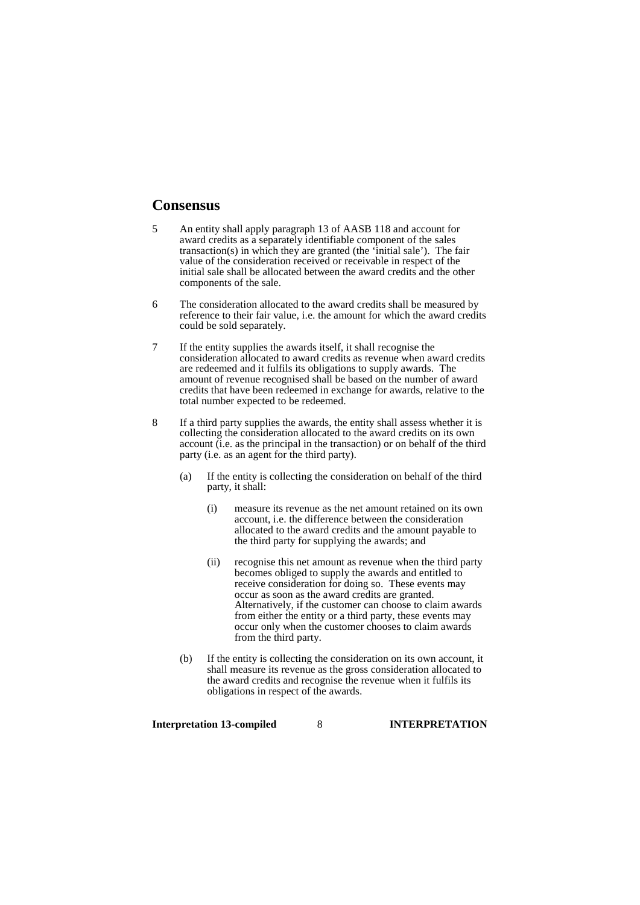## Consensus

5 An entity shall apply paragraph 13 of AASB 118 and account for award credits as a separately identifiable component of the sales transaction(s) in which they are granted (the 'initial sale'). The fair value of the consideration received or receivable in respect of the initial sale shall be allocated between the award credits and the other components of the sale.

6 The consideration allocated to the award credits shall be measured by reference to their fair value, i.e. the amount for which the award credits could be sold separately.

7 If the entity supplies the awards itself, it shall recognise the consideration allocated to award credits as revenue when award credits are redeemed and it fulfils its obligations to supply awards. The amount of revenue recognised shall be based on the number of award credits that have been redeemed in exchange for awards, relative to the total number expected to be redeemed.

8 If a third party supplies the awards, the entity shall assess whether it is collecting the consideration allocated to the award credits on its own account (i.e. as the principal in the transaction) or on behalf of the third party (i.e. as an agent for the third party).

(a) If the entity is collecting the consideration on behalf of the third party, it shall:

(i) measure its revenue as the net amount retained on its own account, i.e. the difference between the consideration allocated to the award credits and the amount payable to the third party for supplying the awards; and

(ii) recognise this net amount as revenue when the third party becomes obliged to supply the awards and entitled to receive consideration for doing so. These events may occur as soon as the award credits are granted. Alternatively, if the customer can choose to claim awards from either the entity or a third party, these events may occur only when the customer chooses to claim awards from the third party.

(b) If the entity is collecting the consideration on its own account, it shall measure its revenue as the gross consideration allocated to the award credits and recognise the revenue when it fulfils its obligations in respect of the awards.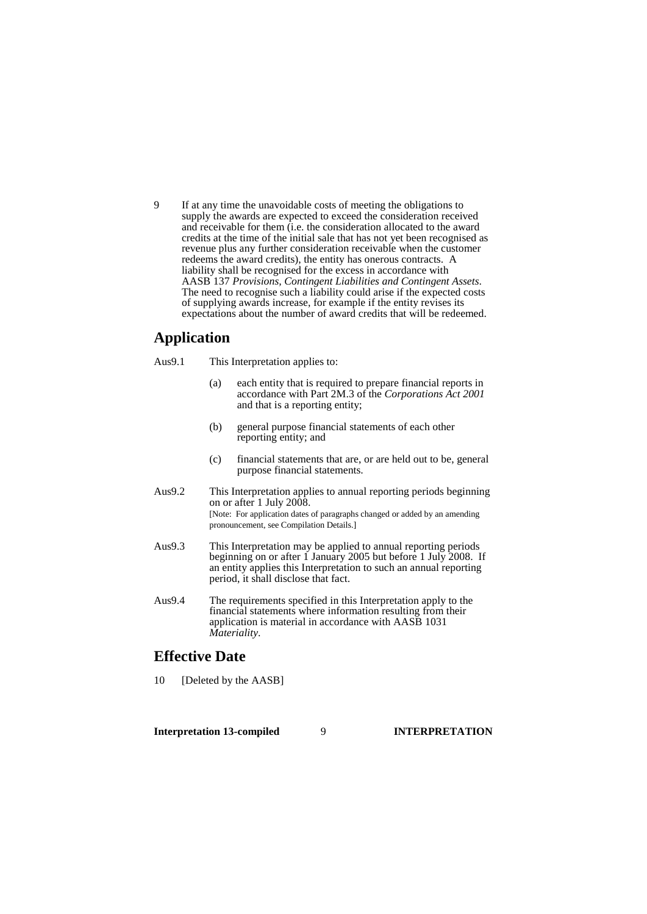9 If at any time the unavoidable costs of meeting the obligations to supply the awards are expected to exceed the consideration received and receivable for them (i.e. the consideration allocated to the award credits at the time of the initial sale that has not yet been recognised as revenue plus any further consideration receivable when the customer redeems the award credits), the entity has onerous contracts. A liability shall be recognised for the excess in accordance with AASB 137 *Provisions, Contingent Liabilities and Contingent Assets*. The need to recognise such a liability could arise if the expected costs of supplying awards increase, for example if the entity revises its expectations about the number of award credits that will be redeemed.

## Application

Aus9.1 This Interpretation applies to:

(a) each entity that is required to prepare financial reports in accordance with Part 2M.3 of the *Corporations Act 2001* and that is a reporting entity;

(b) general purpose financial statements of each other reporting entity; and

(c) financial statements that are, or are held out to be, general purpose financial statements.

Aus9.2 This Interpretation applies to annual reporting periods beginning on or after 1 July 2008.
[Note: For application dates of paragraphs changed or added by an amending pronouncement, see Compilation Details.]

Aus9.3 This Interpretation may be applied to annual reporting periods beginning on or after 1 January 2005 but before 1 July 2008. If an entity applies this Interpretation to such an annual reporting period, it shall disclose that fact.

Aus9.4 The requirements specified in this Interpretation apply to the financial statements where information resulting from their application is material in accordance with AASB 1031 *Materiality*.

## Effective Date

10 [Deleted by the AASB]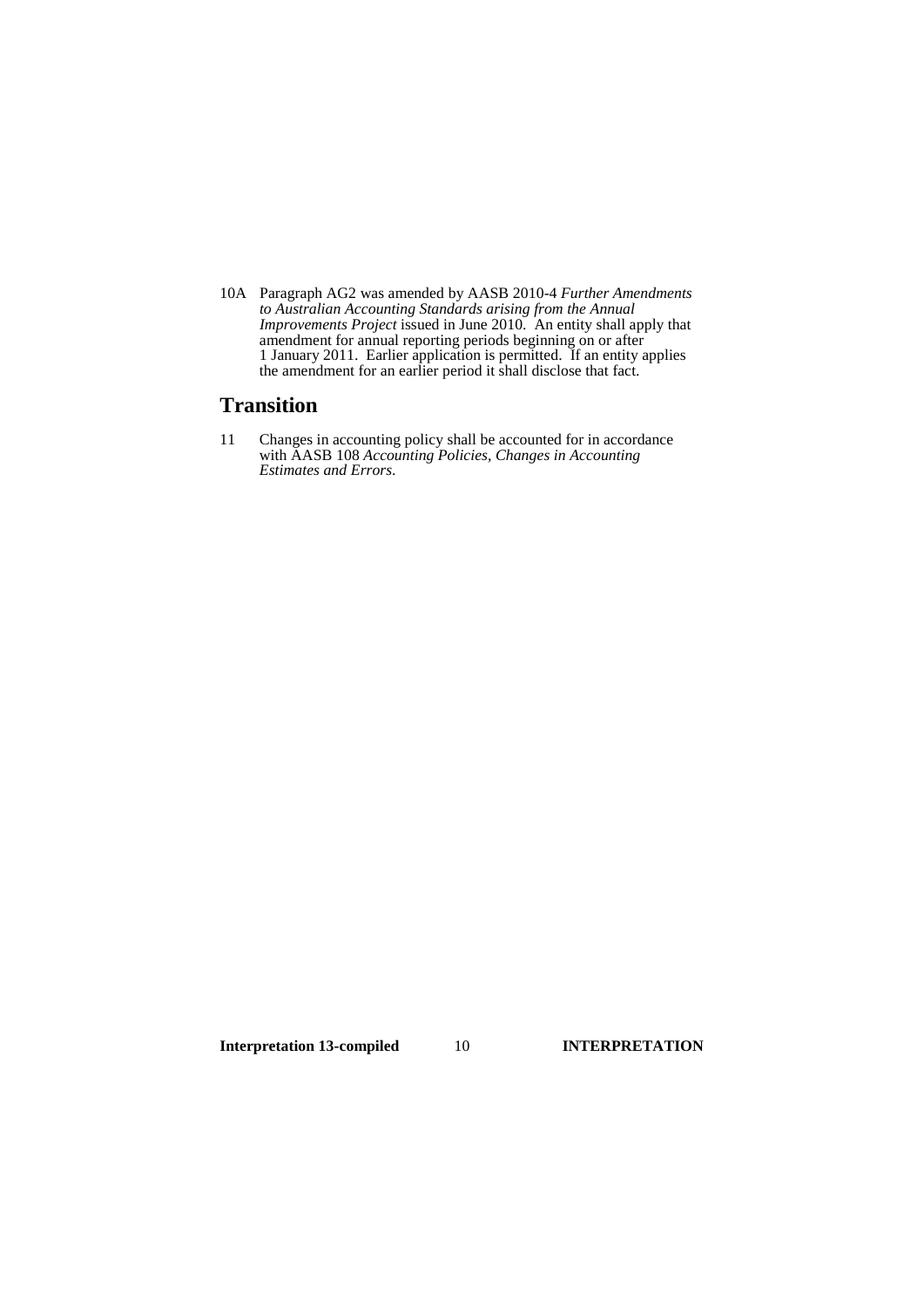10A Paragraph AG2 was amended by AASB 2010-4 *Further Amendments to Australian Accounting Standards arising from the Annual Improvements Project* issued in June 2010. An entity shall apply that amendment for annual reporting periods beginning on or after 1 January 2011. Earlier application is permitted. If an entity applies the amendment for an earlier period it shall disclose that fact.

## Transition

11 Changes in accounting policy shall be accounted for in accordance with AASB 108 *Accounting Policies, Changes in Accounting Estimates and Errors*.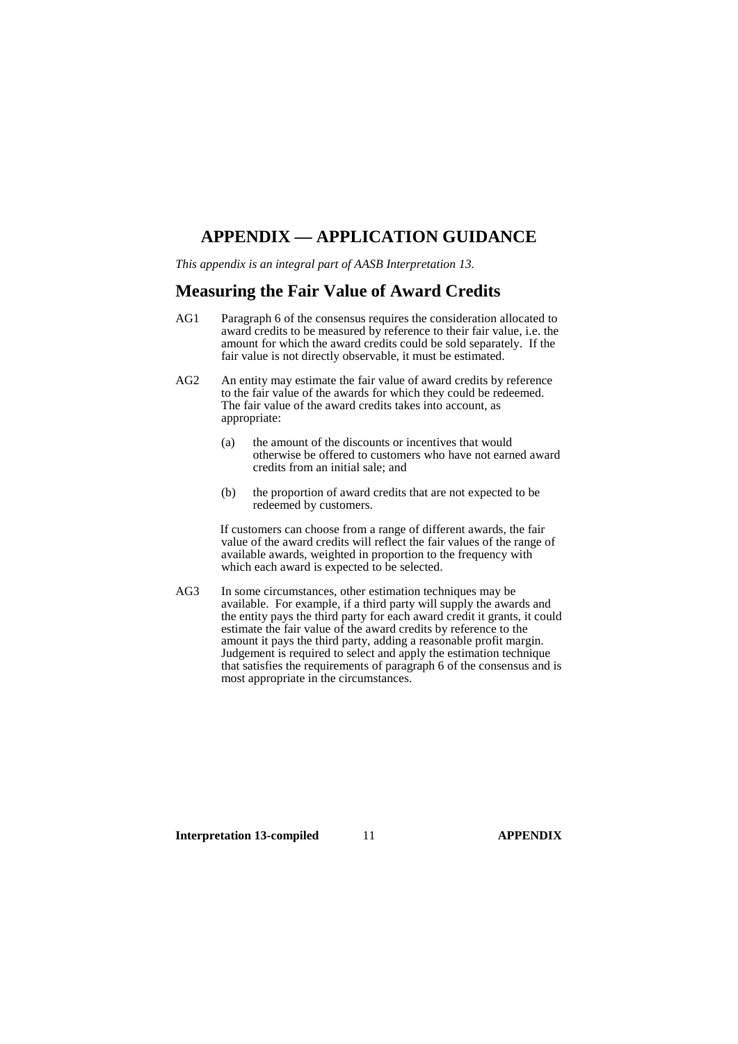# APPENDIX — APPLICATION GUIDANCE

*This appendix is an integral part of AASB Interpretation 13.*

## Measuring the Fair Value of Award Credits

AG1 Paragraph 6 of the consensus requires the consideration allocated to award credits to be measured by reference to their fair value, i.e. the amount for which the award credits could be sold separately. If the fair value is not directly observable, it must be estimated.

AG2 An entity may estimate the fair value of award credits by reference to the fair value of the awards for which they could be redeemed. The fair value of the award credits takes into account, as appropriate:

(a) the amount of the discounts or incentives that would otherwise be offered to customers who have not earned award credits from an initial sale; and

(b) the proportion of award credits that are not expected to be redeemed by customers.

If customers can choose from a range of different awards, the fair value of the award credits will reflect the fair values of the range of available awards, weighted in proportion to the frequency with which each award is expected to be selected.

AG3 In some circumstances, other estimation techniques may be available. For example, if a third party will supply the awards and the entity pays the third party for each award credit it grants, it could estimate the fair value of the award credits by reference to the amount it pays the third party, adding a reasonable profit margin. Judgement is required to select and apply the estimation technique that satisfies the requirements of paragraph 6 of the consensus and is most appropriate in the circumstances.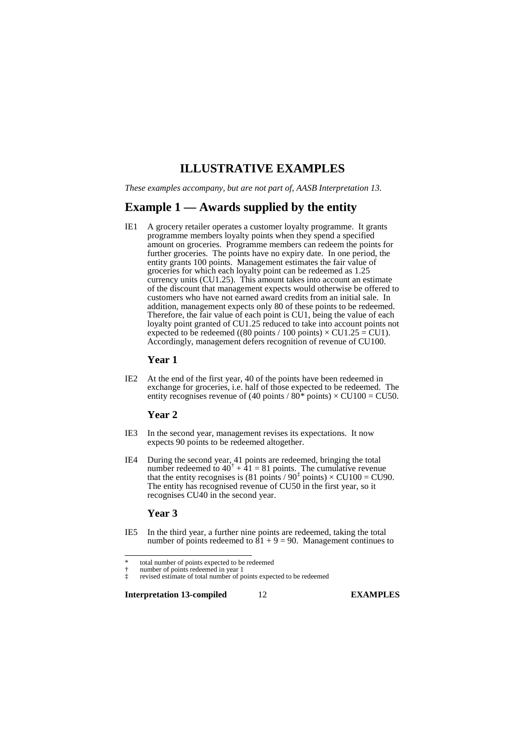# ILLUSTRATIVE EXAMPLES

*These examples accompany, but are not part of, AASB Interpretation 13.*

## Example 1 — Awards supplied by the entity

IE1 A grocery retailer operates a customer loyalty programme. It grants programme members loyalty points when they spend a specified amount on groceries. Programme members can redeem the points for further groceries. The points have no expiry date. In one period, the entity grants 100 points. Management estimates the fair value of groceries for which each loyalty point can be redeemed as 1.25 currency units (CU1.25). This amount takes into account an estimate of the discount that management expects would otherwise be offered to customers who have not earned award credits from an initial sale. In addition, management expects only 80 of these points to be redeemed. Therefore, the fair value of each point is CU1, being the value of each loyalty point granted of CU1.25 reduced to take into account points not expected to be redeemed ((80 points / 100 points) × CU1.25 = CU1). Accordingly, management defers recognition of revenue of CU100.

### Year 1

IE2 At the end of the first year, 40 of the points have been redeemed in exchange for groceries, i.e. half of those expected to be redeemed. The entity recognises revenue of (40 points / 80* points) × CU100 = CU50.

### Year 2

IE3 In the second year, management revises its expectations. It now expects 90 points to be redeemed altogether.

IE4 During the second year, 41 points are redeemed, bringing the total number redeemed to 40[†] + 41 = 81 points. The cumulative revenue that the entity recognises is (81 points / 90[‡] points) × CU100 = CU90. The entity has recognised revenue of CU50 in the first year, so it recognises CU40 in the second year.

### Year 3

IE5 In the third year, a further nine points are redeemed, taking the total number of points redeemed to 81 + 9 = 90. Management continues to

---

\* total number of points expected to be redeemed

† number of points redeemed in year 1

‡ revised estimate of total number of points expected to be redeemed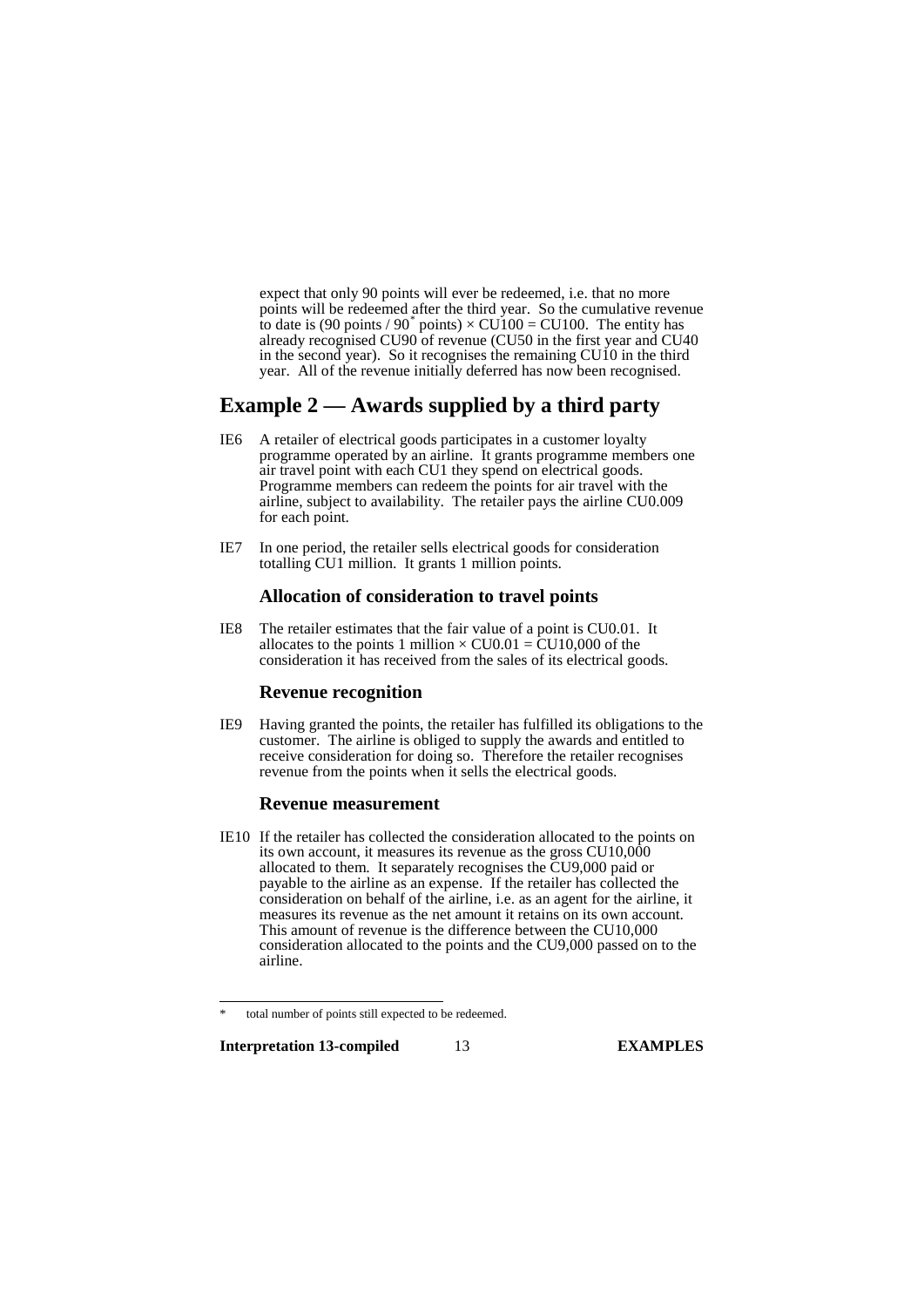expect that only 90 points will ever be redeemed, i.e. that no more points will be redeemed after the third year. So the cumulative revenue to date is (90 points / 90* points) × CU100 = CU100. The entity has already recognised CU90 of revenue (CU50 in the first year and CU40 in the second year). So it recognises the remaining CU10 in the third year. All of the revenue initially deferred has now been recognised.

## Example 2 — Awards supplied by a third party

IE6 A retailer of electrical goods participates in a customer loyalty programme operated by an airline. It grants programme members one air travel point with each CU1 they spend on electrical goods. Programme members can redeem the points for air travel with the airline, subject to availability. The retailer pays the airline CU0.009 for each point.

IE7 In one period, the retailer sells electrical goods for consideration totalling CU1 million. It grants 1 million points.

### Allocation of consideration to travel points

IE8 The retailer estimates that the fair value of a point is CU0.01. It allocates to the points 1 million × CU0.01 = CU10,000 of the consideration it has received from the sales of its electrical goods.

### Revenue recognition

IE9 Having granted the points, the retailer has fulfilled its obligations to the customer. The airline is obliged to supply the awards and entitled to receive consideration for doing so. Therefore the retailer recognises revenue from the points when it sells the electrical goods.

### Revenue measurement

IE10 If the retailer has collected the consideration allocated to the points on its own account, it measures its revenue as the gross CU10,000 allocated to them. It separately recognises the CU9,000 paid or payable to the airline as an expense. If the retailer has collected the consideration on behalf of the airline, i.e. as an agent for the airline, it measures its revenue as the net amount it retains on its own account. This amount of revenue is the difference between the CU10,000 consideration allocated to the points and the CU9,000 passed on to the airline.

---

* total number of points still expected to be redeemed.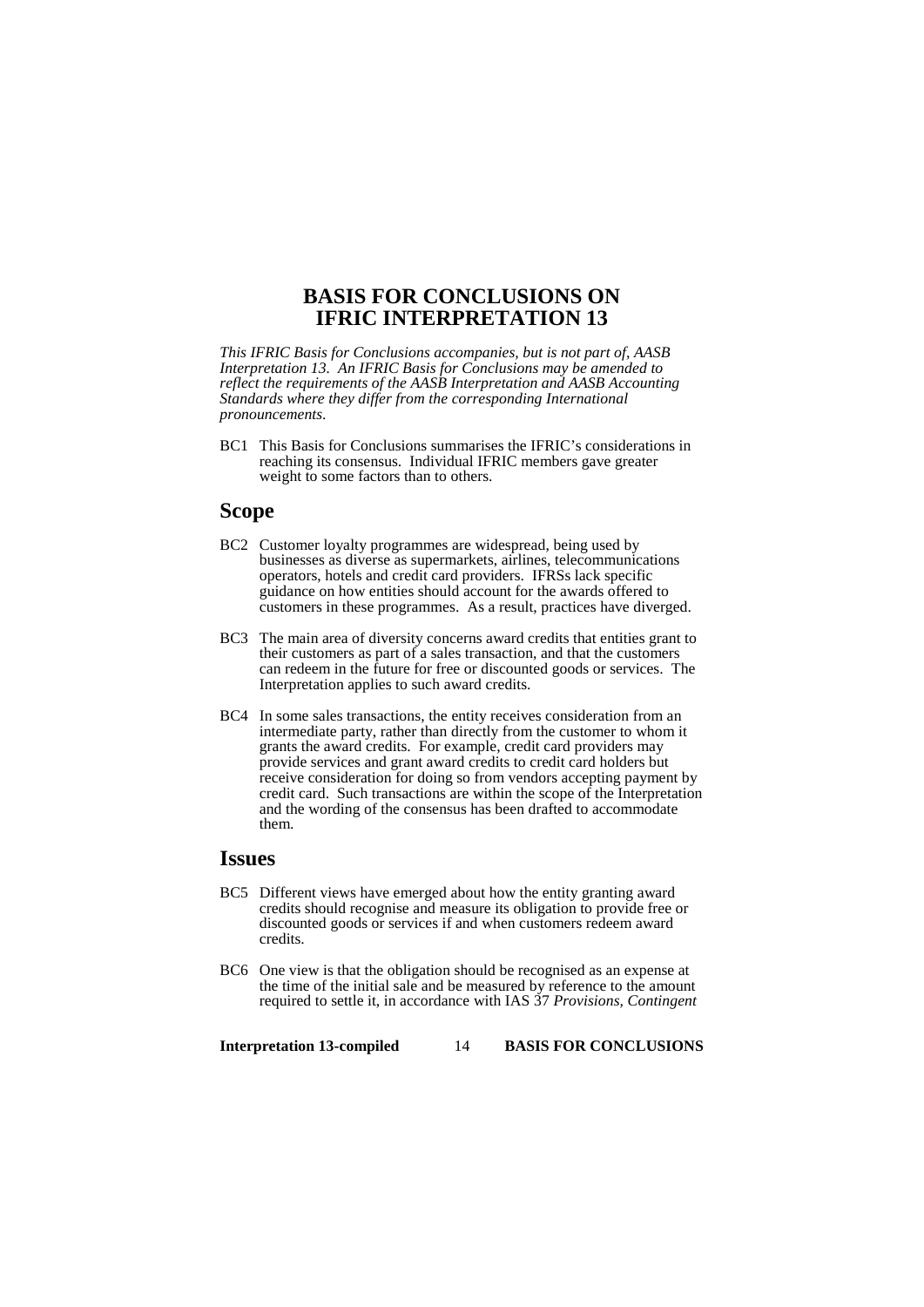# BASIS FOR CONCLUSIONS ON IFRIC INTERPRETATION 13

*This IFRIC Basis for Conclusions accompanies, but is not part of, AASB Interpretation 13. An IFRIC Basis for Conclusions may be amended to reflect the requirements of the AASB Interpretation and AASB Accounting Standards where they differ from the corresponding International pronouncements.*

BC1 This Basis for Conclusions summarises the IFRIC's considerations in reaching its consensus. Individual IFRIC members gave greater weight to some factors than to others.

## Scope

BC2 Customer loyalty programmes are widespread, being used by businesses as diverse as supermarkets, airlines, telecommunications operators, hotels and credit card providers. IFRSs lack specific guidance on how entities should account for the awards offered to customers in these programmes. As a result, practices have diverged.

BC3 The main area of diversity concerns award credits that entities grant to their customers as part of a sales transaction, and that the customers can redeem in the future for free or discounted goods or services. The Interpretation applies to such award credits.

BC4 In some sales transactions, the entity receives consideration from an intermediate party, rather than directly from the customer to whom it grants the award credits. For example, credit card providers may provide services and grant award credits to credit card holders but receive consideration for doing so from vendors accepting payment by credit card. Such transactions are within the scope of the Interpretation and the wording of the consensus has been drafted to accommodate them.

## Issues

BC5 Different views have emerged about how the entity granting award credits should recognise and measure its obligation to provide free or discounted goods or services if and when customers redeem award credits.

BC6 One view is that the obligation should be recognised as an expense at the time of the initial sale and be measured by reference to the amount required to settle it, in accordance with IAS 37 *Provisions, Contingent*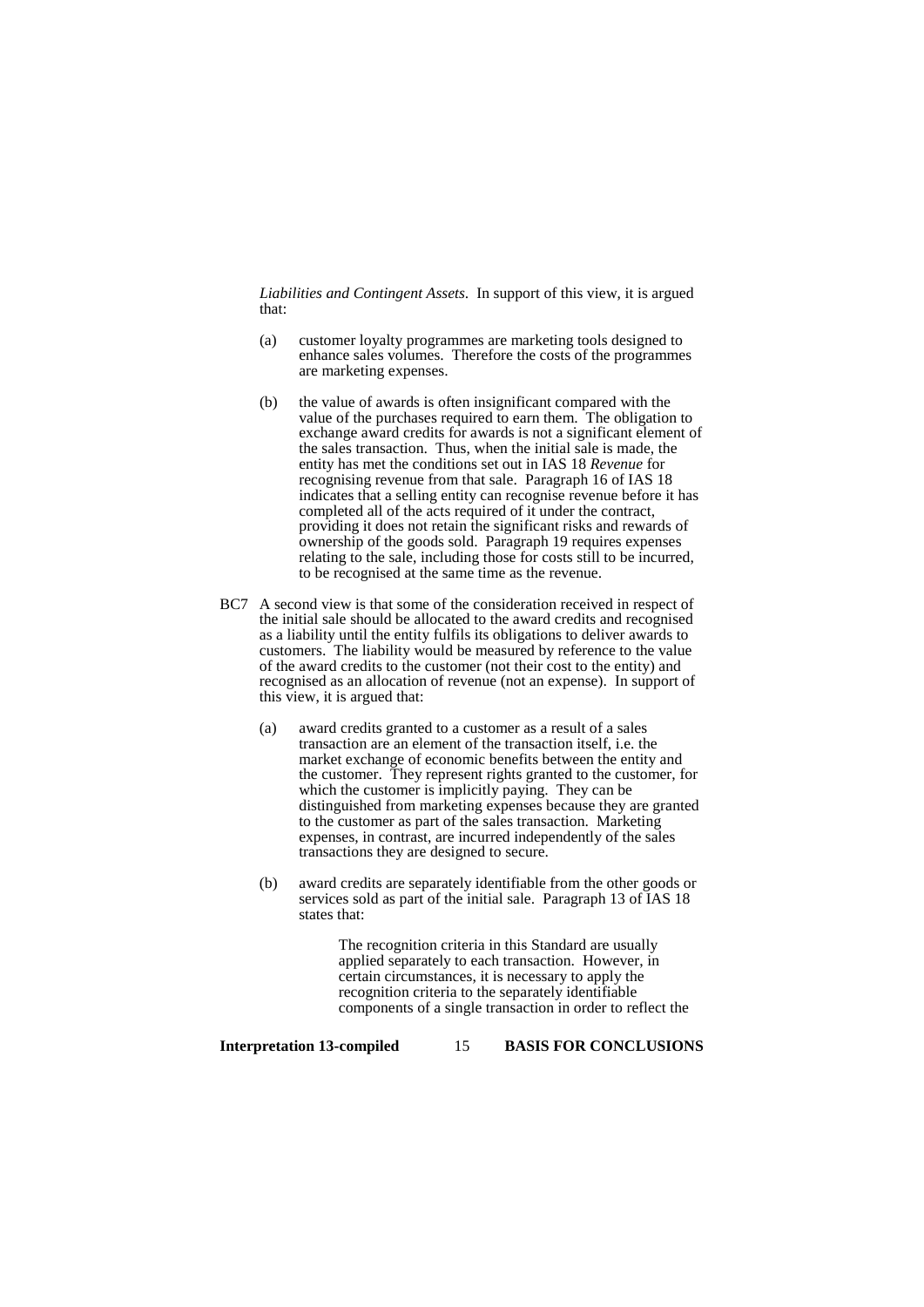*Liabilities and Contingent Assets*. In support of this view, it is argued that:

(a) customer loyalty programmes are marketing tools designed to enhance sales volumes. Therefore the costs of the programmes are marketing expenses.

(b) the value of awards is often insignificant compared with the value of the purchases required to earn them. The obligation to exchange award credits for awards is not a significant element of the sales transaction. Thus, when the initial sale is made, the entity has met the conditions set out in IAS 18 *Revenue* for recognising revenue from that sale. Paragraph 16 of IAS 18 indicates that a selling entity can recognise revenue before it has completed all of the acts required of it under the contract, providing it does not retain the significant risks and rewards of ownership of the goods sold. Paragraph 19 requires expenses relating to the sale, including those for costs still to be incurred, to be recognised at the same time as the revenue.

BC7 A second view is that some of the consideration received in respect of the initial sale should be allocated to the award credits and recognised as a liability until the entity fulfils its obligations to deliver awards to customers. The liability would be measured by reference to the value of the award credits to the customer (not their cost to the entity) and recognised as an allocation of revenue (not an expense). In support of this view, it is argued that:

(a) award credits granted to a customer as a result of a sales transaction are an element of the transaction itself, i.e. the market exchange of economic benefits between the entity and the customer. They represent rights granted to the customer, for which the customer is implicitly paying. They can be distinguished from marketing expenses because they are granted to the customer as part of the sales transaction. Marketing expenses, in contrast, are incurred independently of the sales transactions they are designed to secure.

(b) award credits are separately identifiable from the other goods or services sold as part of the initial sale. Paragraph 13 of IAS 18 states that:

> The recognition criteria in this Standard are usually applied separately to each transaction. However, in certain circumstances, it is necessary to apply the recognition criteria to the separately identifiable components of a single transaction in order to reflect the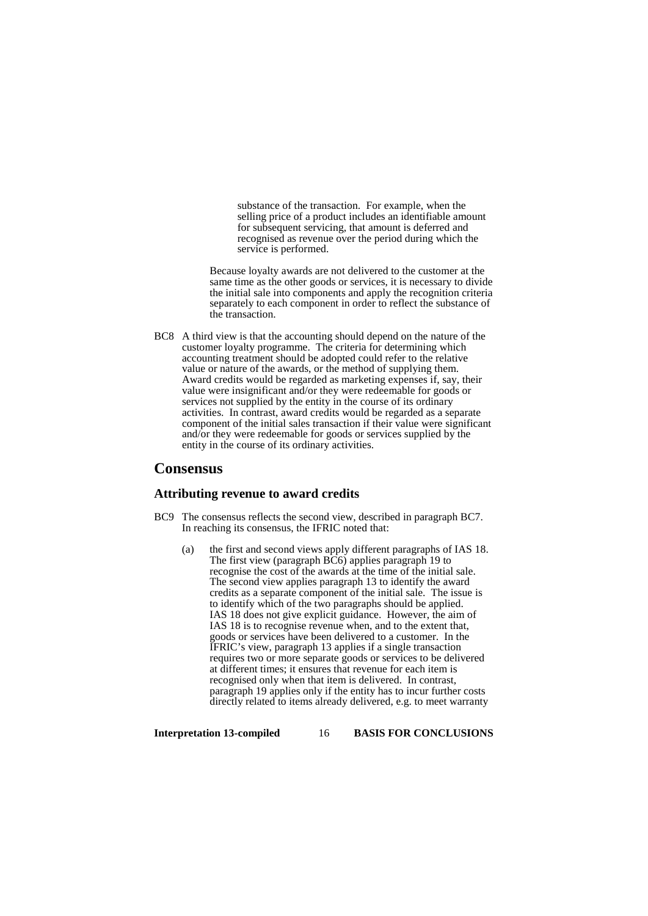> substance of the transaction. For example, when the selling price of a product includes an identifiable amount for subsequent servicing, that amount is deferred and recognised as revenue over the period during which the service is performed.

Because loyalty awards are not delivered to the customer at the same time as the other goods or services, it is necessary to divide the initial sale into components and apply the recognition criteria separately to each component in order to reflect the substance of the transaction.

BC8 A third view is that the accounting should depend on the nature of the customer loyalty programme. The criteria for determining which accounting treatment should be adopted could refer to the relative value or nature of the awards, or the method of supplying them. Award credits would be regarded as marketing expenses if, say, their value were insignificant and/or they were redeemable for goods or services not supplied by the entity in the course of its ordinary activities. In contrast, award credits would be regarded as a separate component of the initial sales transaction if their value were significant and/or they were redeemable for goods or services supplied by the entity in the course of its ordinary activities.

## Consensus

### Attributing revenue to award credits

BC9 The consensus reflects the second view, described in paragraph BC7. In reaching its consensus, the IFRIC noted that:

(a) the first and second views apply different paragraphs of IAS 18. The first view (paragraph BC6) applies paragraph 19 to recognise the cost of the awards at the time of the initial sale. The second view applies paragraph 13 to identify the award credits as a separate component of the initial sale. The issue is to identify which of the two paragraphs should be applied. IAS 18 does not give explicit guidance. However, the aim of IAS 18 is to recognise revenue when, and to the extent that, goods or services have been delivered to a customer. In the IFRIC's view, paragraph 13 applies if a single transaction requires two or more separate goods or services to be delivered at different times; it ensures that revenue for each item is recognised only when that item is delivered. In contrast, paragraph 19 applies only if the entity has to incur further costs directly related to items already delivered, e.g. to meet warranty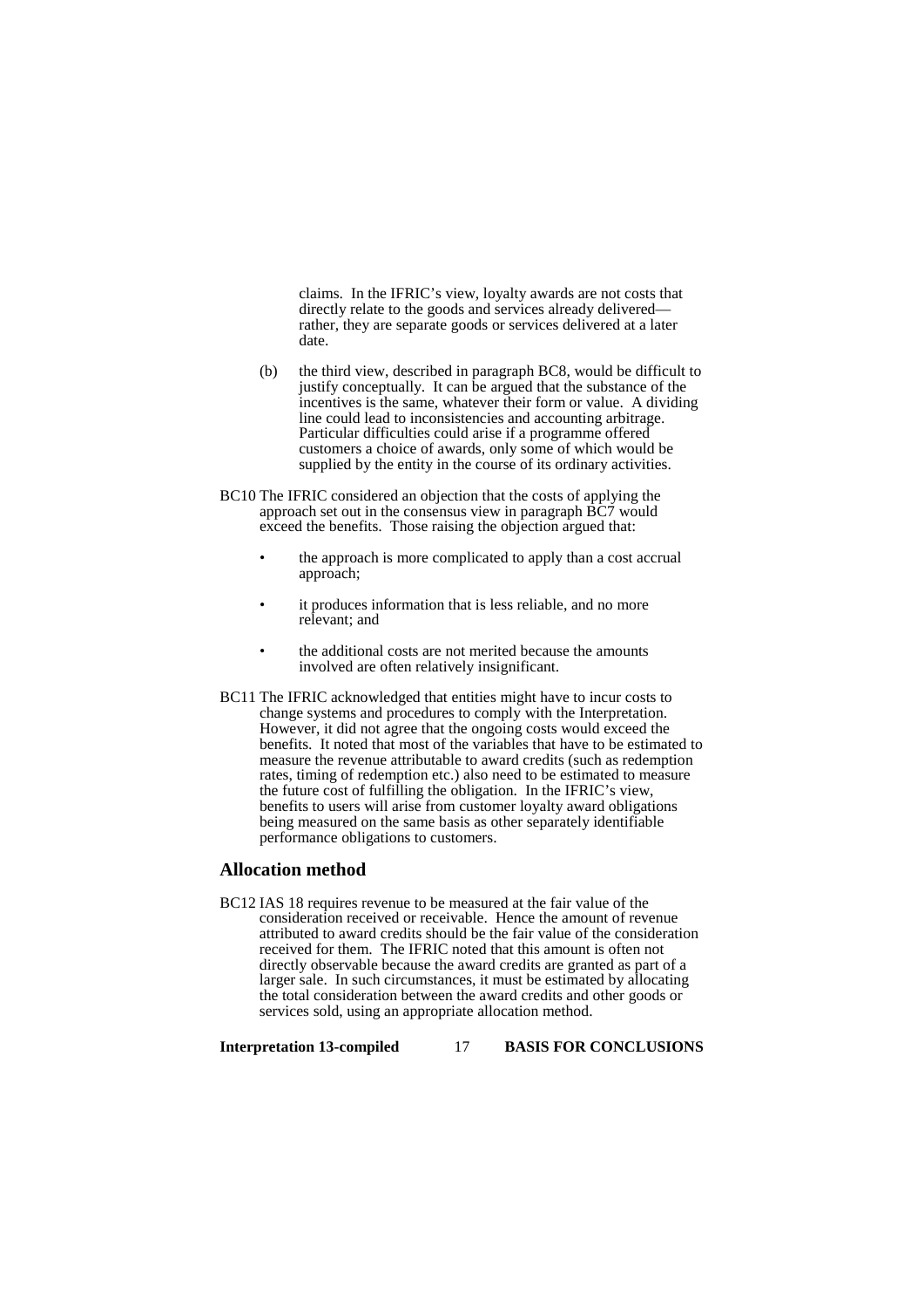claims. In the IFRIC's view, loyalty awards are not costs that directly relate to the goods and services already delivered—rather, they are separate goods or services delivered at a later date.

(b) the third view, described in paragraph BC8, would be difficult to justify conceptually. It can be argued that the substance of the incentives is the same, whatever their form or value. A dividing line could lead to inconsistencies and accounting arbitrage. Particular difficulties could arise if a programme offered customers a choice of awards, only some of which would be supplied by the entity in the course of its ordinary activities.

BC10 The IFRIC considered an objection that the costs of applying the approach set out in the consensus view in paragraph BC7 would exceed the benefits. Those raising the objection argued that:

- the approach is more complicated to apply than a cost accrual approach;
- it produces information that is less reliable, and no more relevant; and
- the additional costs are not merited because the amounts involved are often relatively insignificant.

BC11 The IFRIC acknowledged that entities might have to incur costs to change systems and procedures to comply with the Interpretation. However, it did not agree that the ongoing costs would exceed the benefits. It noted that most of the variables that have to be estimated to measure the revenue attributable to award credits (such as redemption rates, timing of redemption etc.) also need to be estimated to measure the future cost of fulfilling the obligation. In the IFRIC's view, benefits to users will arise from customer loyalty award obligations being measured on the same basis as other separately identifiable performance obligations to customers.

## Allocation method

BC12 IAS 18 requires revenue to be measured at the fair value of the consideration received or receivable. Hence the amount of revenue attributed to award credits should be the fair value of the consideration received for them. The IFRIC noted that this amount is often not directly observable because the award credits are granted as part of a larger sale. In such circumstances, it must be estimated by allocating the total consideration between the award credits and other goods or services sold, using an appropriate allocation method.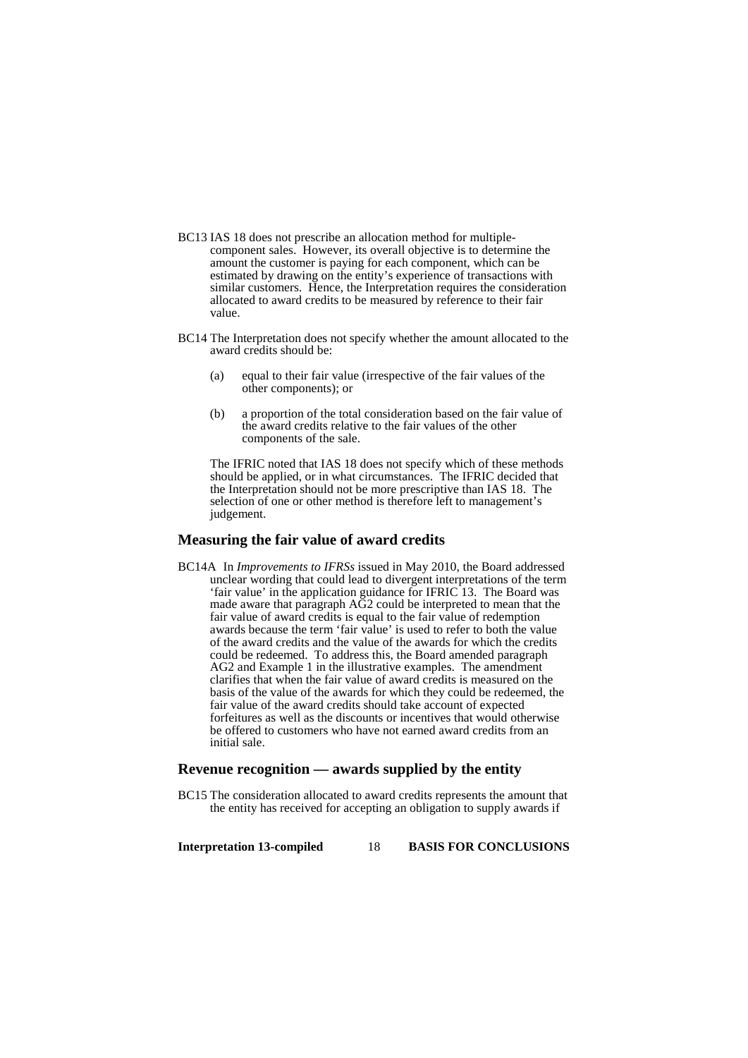BC13 IAS 18 does not prescribe an allocation method for multiple-component sales. However, its overall objective is to determine the amount the customer is paying for each component, which can be estimated by drawing on the entity's experience of transactions with similar customers. Hence, the Interpretation requires the consideration allocated to award credits to be measured by reference to their fair value.

BC14 The Interpretation does not specify whether the amount allocated to the award credits should be:

(a) equal to their fair value (irrespective of the fair values of the other components); or

(b) a proportion of the total consideration based on the fair value of the award credits relative to the fair values of the other components of the sale.

The IFRIC noted that IAS 18 does not specify which of these methods should be applied, or in what circumstances. The IFRIC decided that the Interpretation should not be more prescriptive than IAS 18. The selection of one or other method is therefore left to management's judgement.

## Measuring the fair value of award credits

BC14A In *Improvements to IFRSs* issued in May 2010, the Board addressed unclear wording that could lead to divergent interpretations of the term 'fair value' in the application guidance for IFRIC 13. The Board was made aware that paragraph AG2 could be interpreted to mean that the fair value of award credits is equal to the fair value of redemption awards because the term 'fair value' is used to refer to both the value of the award credits and the value of the awards for which the credits could be redeemed. To address this, the Board amended paragraph AG2 and Example 1 in the illustrative examples. The amendment clarifies that when the fair value of award credits is measured on the basis of the value of the awards for which they could be redeemed, the fair value of the award credits should take account of expected forfeitures as well as the discounts or incentives that would otherwise be offered to customers who have not earned award credits from an initial sale.

## Revenue recognition — awards supplied by the entity

BC15 The consideration allocated to award credits represents the amount that the entity has received for accepting an obligation to supply awards if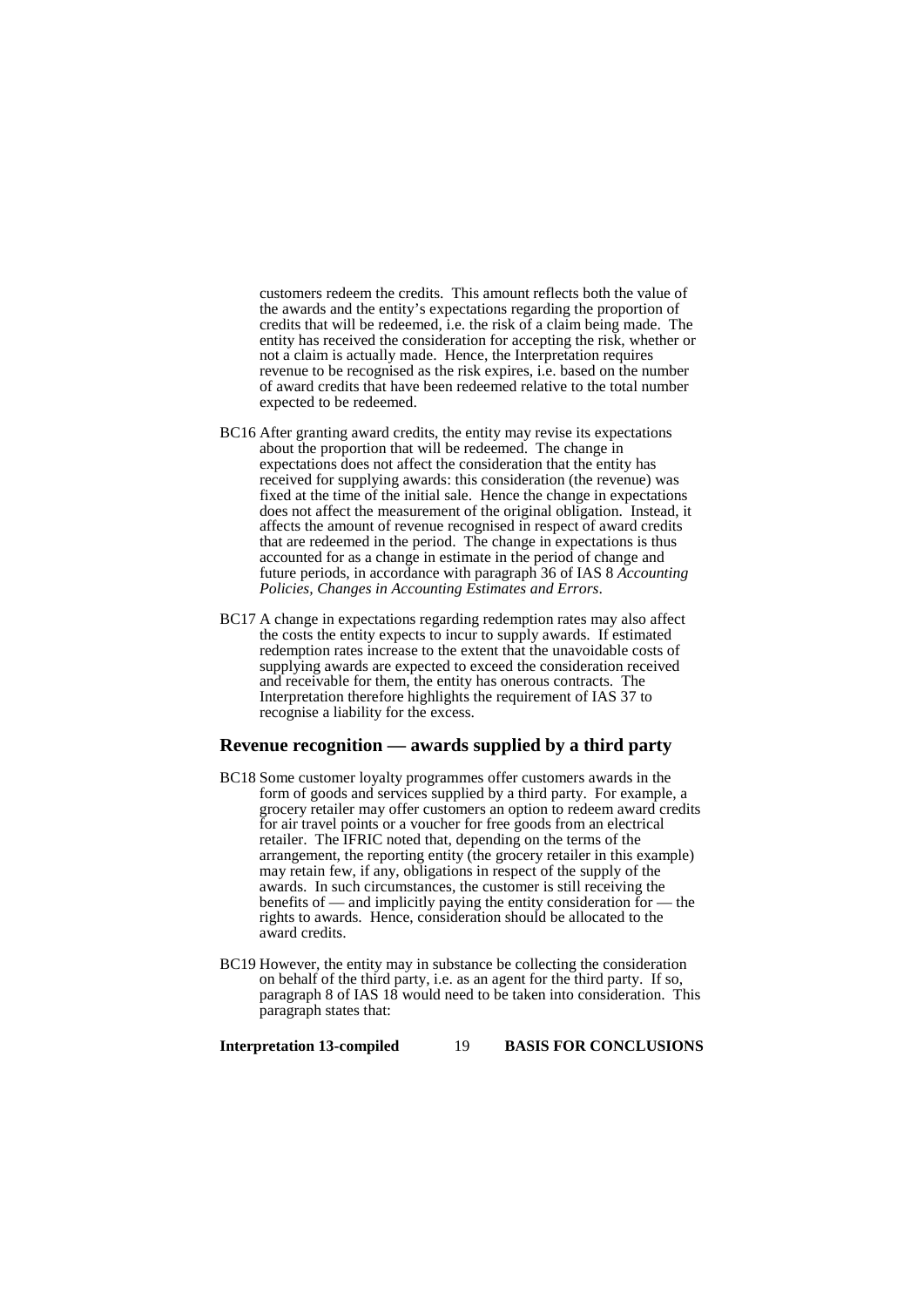customers redeem the credits. This amount reflects both the value of the awards and the entity's expectations regarding the proportion of credits that will be redeemed, i.e. the risk of a claim being made. The entity has received the consideration for accepting the risk, whether or not a claim is actually made. Hence, the Interpretation requires revenue to be recognised as the risk expires, i.e. based on the number of award credits that have been redeemed relative to the total number expected to be redeemed.

BC16 After granting award credits, the entity may revise its expectations about the proportion that will be redeemed. The change in expectations does not affect the consideration that the entity has received for supplying awards: this consideration (the revenue) was fixed at the time of the initial sale. Hence the change in expectations does not affect the measurement of the original obligation. Instead, it affects the amount of revenue recognised in respect of award credits that are redeemed in the period. The change in expectations is thus accounted for as a change in estimate in the period of change and future periods, in accordance with paragraph 36 of IAS 8 *Accounting Policies, Changes in Accounting Estimates and Errors*.

BC17 A change in expectations regarding redemption rates may also affect the costs the entity expects to incur to supply awards. If estimated redemption rates increase to the extent that the unavoidable costs of supplying awards are expected to exceed the consideration received and receivable for them, the entity has onerous contracts. The Interpretation therefore highlights the requirement of IAS 37 to recognise a liability for the excess.

## Revenue recognition — awards supplied by a third party

BC18 Some customer loyalty programmes offer customers awards in the form of goods and services supplied by a third party. For example, a grocery retailer may offer customers an option to redeem award credits for air travel points or a voucher for free goods from an electrical retailer. The IFRIC noted that, depending on the terms of the arrangement, the reporting entity (the grocery retailer in this example) may retain few, if any, obligations in respect of the supply of the awards. In such circumstances, the customer is still receiving the benefits of — and implicitly paying the entity consideration for — the rights to awards. Hence, consideration should be allocated to the award credits.

BC19 However, the entity may in substance be collecting the consideration on behalf of the third party, i.e. as an agent for the third party. If so, paragraph 8 of IAS 18 would need to be taken into consideration. This paragraph states that: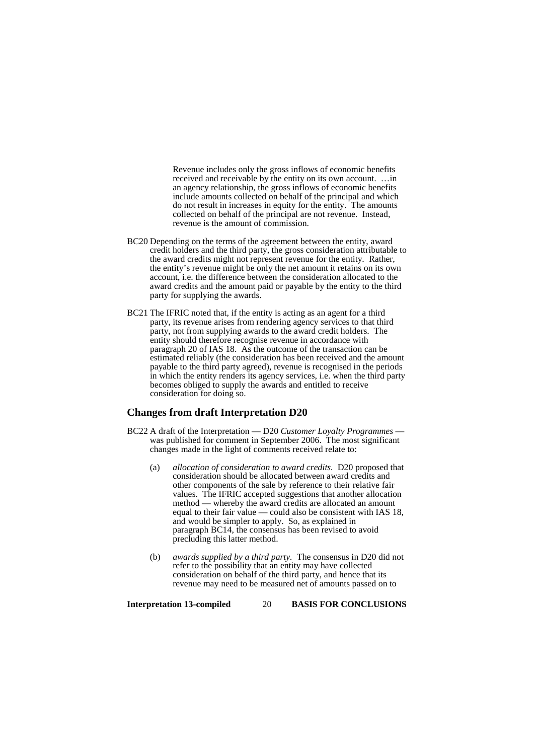> Revenue includes only the gross inflows of economic benefits received and receivable by the entity on its own account. …in an agency relationship, the gross inflows of economic benefits include amounts collected on behalf of the principal and which do not result in increases in equity for the entity. The amounts collected on behalf of the principal are not revenue. Instead, revenue is the amount of commission.

BC20 Depending on the terms of the agreement between the entity, award credit holders and the third party, the gross consideration attributable to the award credits might not represent revenue for the entity. Rather, the entity's revenue might be only the net amount it retains on its own account, i.e. the difference between the consideration allocated to the award credits and the amount paid or payable by the entity to the third party for supplying the awards.

BC21 The IFRIC noted that, if the entity is acting as an agent for a third party, its revenue arises from rendering agency services to that third party, not from supplying awards to the award credit holders. The entity should therefore recognise revenue in accordance with paragraph 20 of IAS 18. As the outcome of the transaction can be estimated reliably (the consideration has been received and the amount payable to the third party agreed), revenue is recognised in the periods in which the entity renders its agency services, i.e. when the third party becomes obliged to supply the awards and entitled to receive consideration for doing so.

## Changes from draft Interpretation D20

BC22 A draft of the Interpretation — D20 *Customer Loyalty Programmes* — was published for comment in September 2006. The most significant changes made in the light of comments received relate to:

(a) *allocation of consideration to award credits.* D20 proposed that consideration should be allocated between award credits and other components of the sale by reference to their relative fair values. The IFRIC accepted suggestions that another allocation method — whereby the award credits are allocated an amount equal to their fair value — could also be consistent with IAS 18, and would be simpler to apply. So, as explained in paragraph BC14, the consensus has been revised to avoid precluding this latter method.

(b) *awards supplied by a third party.* The consensus in D20 did not refer to the possibility that an entity may have collected consideration on behalf of the third party, and hence that its revenue may need to be measured net of amounts passed on to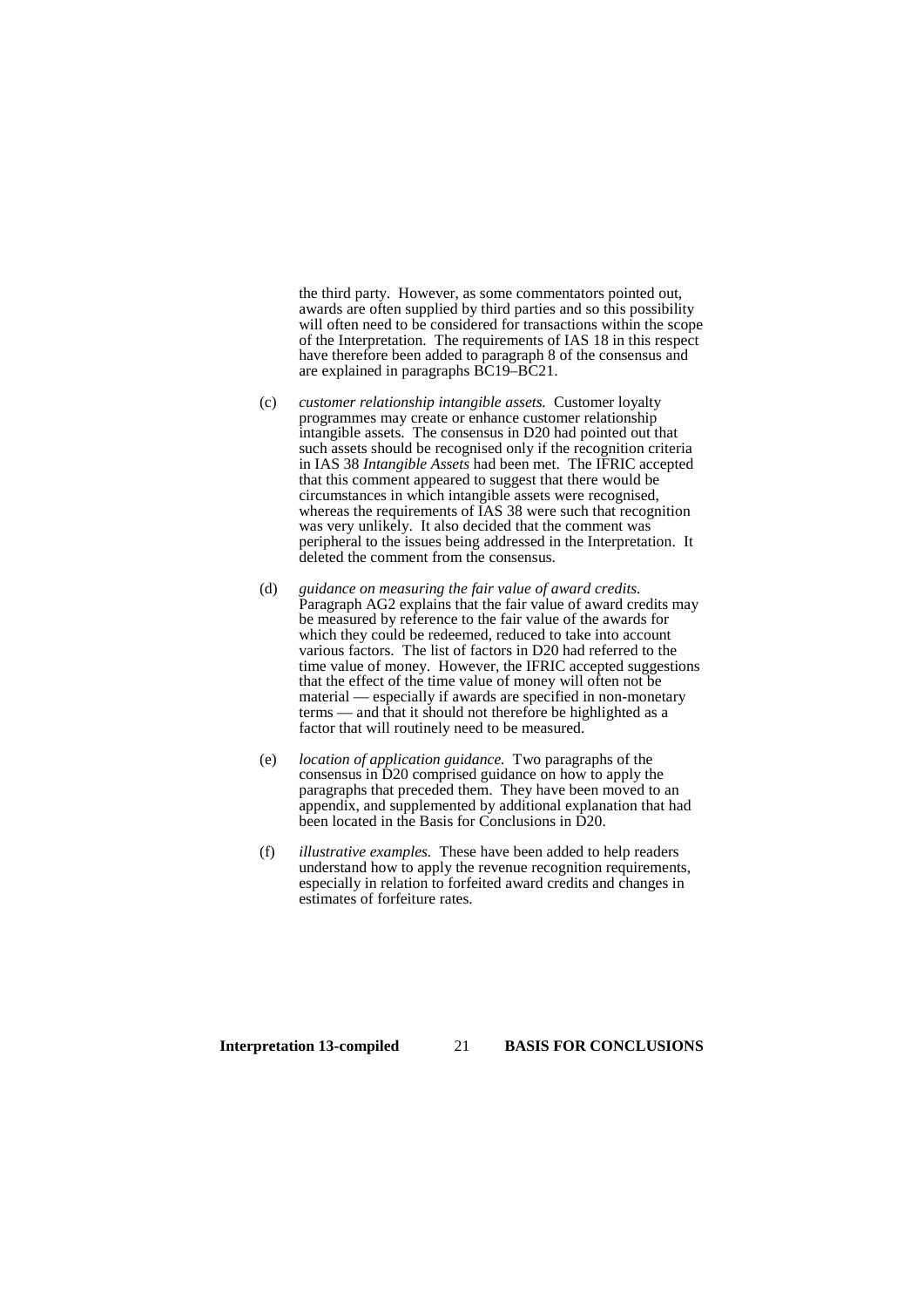the third party. However, as some commentators pointed out, awards are often supplied by third parties and so this possibility will often need to be considered for transactions within the scope of the Interpretation. The requirements of IAS 18 in this respect have therefore been added to paragraph 8 of the consensus and are explained in paragraphs BC19–BC21.

(c) *customer relationship intangible assets.* Customer loyalty programmes may create or enhance customer relationship intangible assets. The consensus in D20 had pointed out that such assets should be recognised only if the recognition criteria in IAS 38 *Intangible Assets* had been met. The IFRIC accepted that this comment appeared to suggest that there would be circumstances in which intangible assets were recognised, whereas the requirements of IAS 38 were such that recognition was very unlikely. It also decided that the comment was peripheral to the issues being addressed in the Interpretation. It deleted the comment from the consensus.

(d) *guidance on measuring the fair value of award credits.* Paragraph AG2 explains that the fair value of award credits may be measured by reference to the fair value of the awards for which they could be redeemed, reduced to take into account various factors. The list of factors in D20 had referred to the time value of money. However, the IFRIC accepted suggestions that the effect of the time value of money will often not be material — especially if awards are specified in non-monetary terms — and that it should not therefore be highlighted as a factor that will routinely need to be measured.

(e) *location of application guidance.* Two paragraphs of the consensus in D20 comprised guidance on how to apply the paragraphs that preceded them. They have been moved to an appendix, and supplemented by additional explanation that had been located in the Basis for Conclusions in D20.

(f) *illustrative examples.* These have been added to help readers understand how to apply the revenue recognition requirements, especially in relation to forfeited award credits and changes in estimates of forfeiture rates.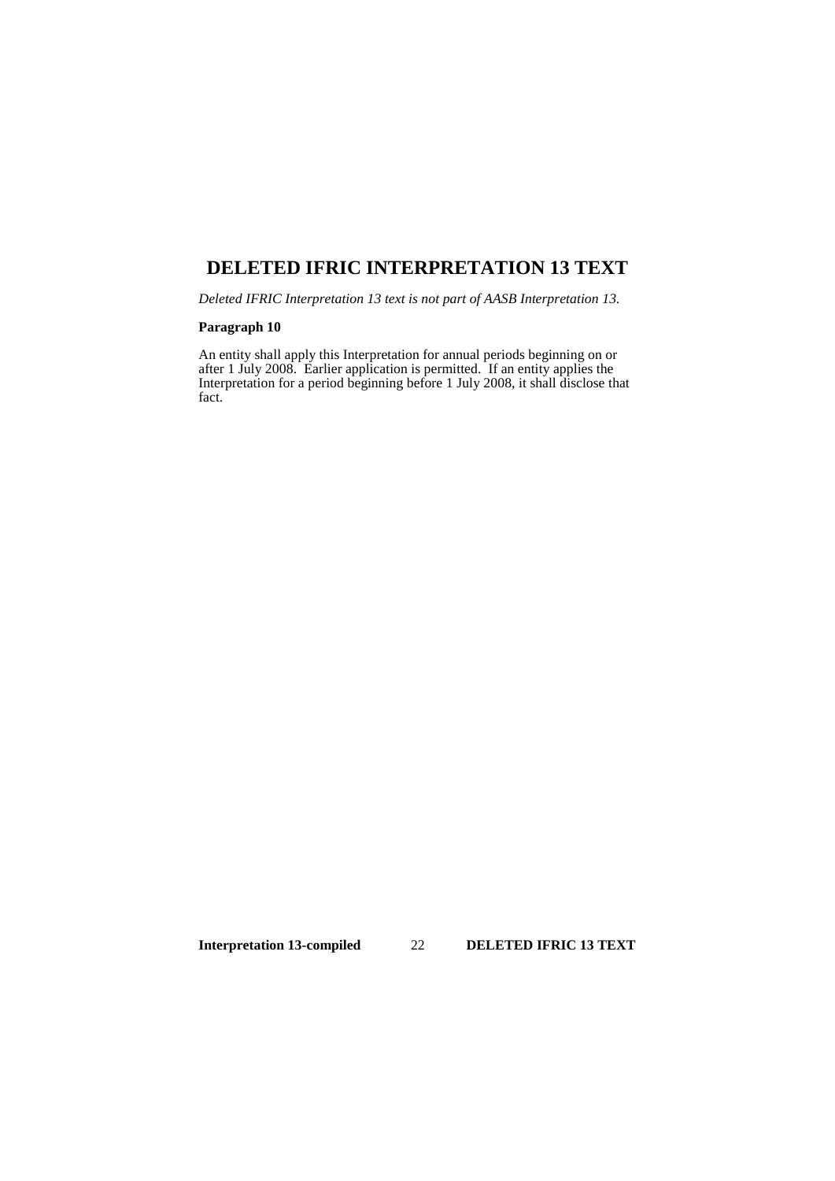# DELETED IFRIC INTERPRETATION 13 TEXT

*Deleted IFRIC Interpretation 13 text is not part of AASB Interpretation 13.*

**Paragraph 10**

An entity shall apply this Interpretation for annual periods beginning on or after 1 July 2008. Earlier application is permitted. If an entity applies the Interpretation for a period beginning before 1 July 2008, it shall disclose that fact.